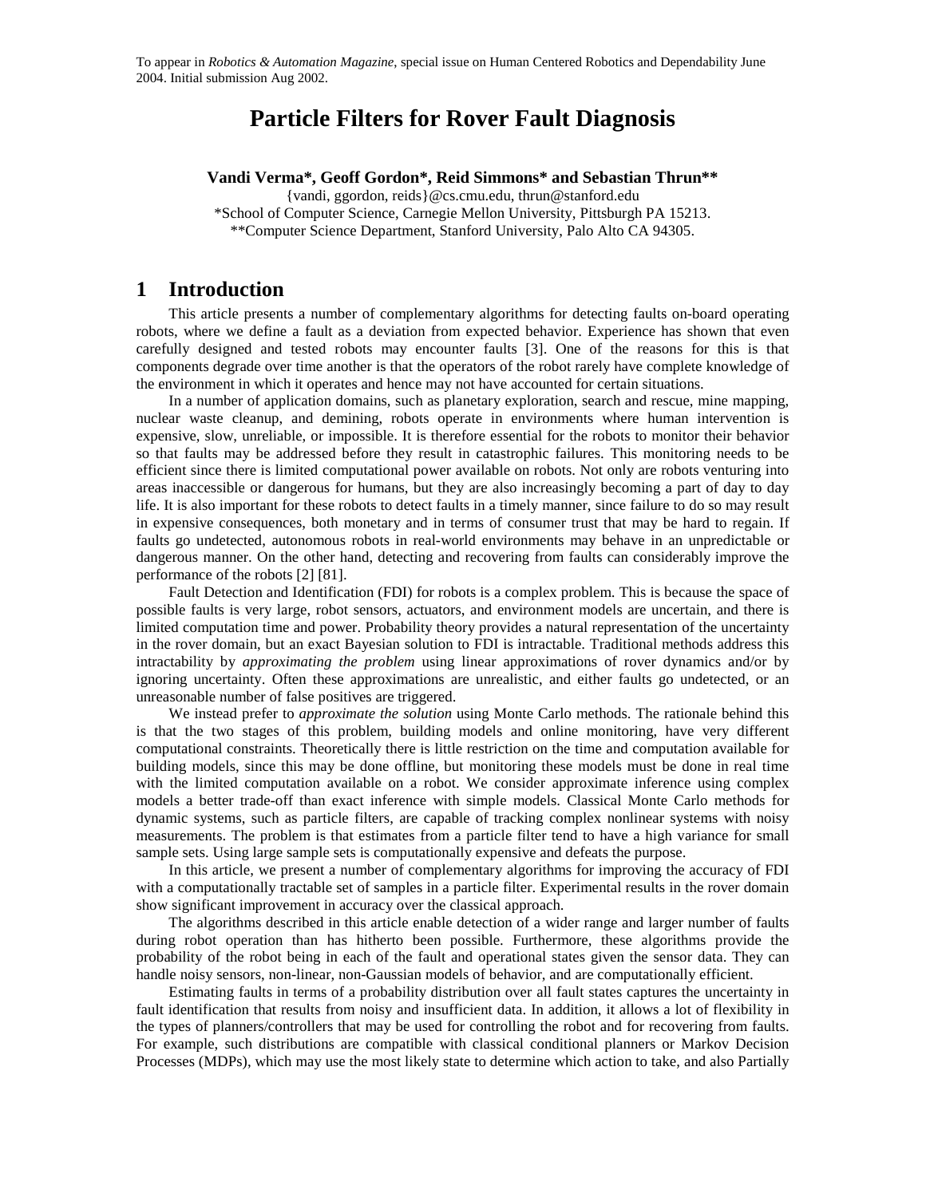To appear in *Robotics & Automation Magazine*, special issue on Human Centered Robotics and Dependability June 2004. Initial submission Aug 2002.

# Particle Filters for Rover Fault Diagnosis

**Vandi Verma\*, Geoff Gordon\*, Reid Simmons\* and Sebastian Thrun\*\***

{vandi, ggordon, reids}@cs.cmu.edu, thrun@stanford.edu

\*School of Computer Science, Carnegie Mellon University, Pittsburgh PA 15213.

\*\*Computer Science Department, Stanford University, Palo Alto CA 94305.

## 1 Introduction

This article presents a number of complementary algorithms for detecting faults on-board operating robots, where we define a fault as a deviation from expected behavior. Experience has shown that even carefully designed and tested robots may encounter faults [3]. One of the reasons for this is that components degrade over time another is that the operators of the robot rarely have complete knowledge of the environment in which it operates and hence may not have accounted for certain situations.

In a number of application domains, such as planetary exploration, search and rescue, mine mapping, nuclear waste cleanup, and demining, robots operate in environments where human intervention is expensive, slow, unreliable, or impossible. It is therefore essential for the robots to monitor their behavior so that faults may be addressed before they result in catastrophic failures. This monitoring needs to be efficient since there is limited computational power available on robots. Not only are robots venturing into areas inaccessible or dangerous for humans, but they are also increasingly becoming a part of day to day life. It is also important for these robots to detect faults in a timely manner, since failure to do so may result in expensive consequences, both monetary and in terms of consumer trust that may be hard to regain. If faults go undetected, autonomous robots in real-world environments may behave in an unpredictable or dangerous manner. On the other hand, detecting and recovering from faults can considerably improve the performance of the robots [2] [81].

Fault Detection and Identification (FDI) for robots is a complex problem. This is because the space of possible faults is very large, robot sensors, actuators, and environment models are uncertain, and there is limited computation time and power. Probability theory provides a natural representation of the uncertainty in the rover domain, but an exact Bayesian solution to FDI is intractable. Traditional methods address this intractability by *approximating the problem* using linear approximations of rover dynamics and/or by ignoring uncertainty. Often these approximations are unrealistic, and either faults go undetected, or an unreasonable number of false positives are triggered.

We instead prefer to *approximate the solution* using Monte Carlo methods. The rationale behind this is that the two stages of this problem, building models and online monitoring, have very different computational constraints. Theoretically there is little restriction on the time and computation available for building models, since this may be done offline, but monitoring these models must be done in real time with the limited computation available on a robot. We consider approximate inference using complex models a better trade-off than exact inference with simple models. Classical Monte Carlo methods for dynamic systems, such as particle filters, are capable of tracking complex nonlinear systems with noisy measurements. The problem is that estimates from a particle filter tend to have a high variance for small sample sets. Using large sample sets is computationally expensive and defeats the purpose.

In this article, we present a number of complementary algorithms for improving the accuracy of FDI with a computationally tractable set of samples in a particle filter. Experimental results in the rover domain show significant improvement in accuracy over the classical approach.

The algorithms described in this article enable detection of a wider range and larger number of faults during robot operation than has hitherto been possible. Furthermore, these algorithms provide the probability of the robot being in each of the fault and operational states given the sensor data. They can handle noisy sensors, non-linear, non-Gaussian models of behavior, and are computationally efficient.

Estimating faults in terms of a probability distribution over all fault states captures the uncertainty in fault identification that results from noisy and insufficient data. In addition, it allows a lot of flexibility in the types of planners/controllers that may be used for controlling the robot and for recovering from faults. For example, such distributions are compatible with classical conditional planners or Markov Decision Processes (MDPs), which may use the most likely state to determine which action to take, and also Partially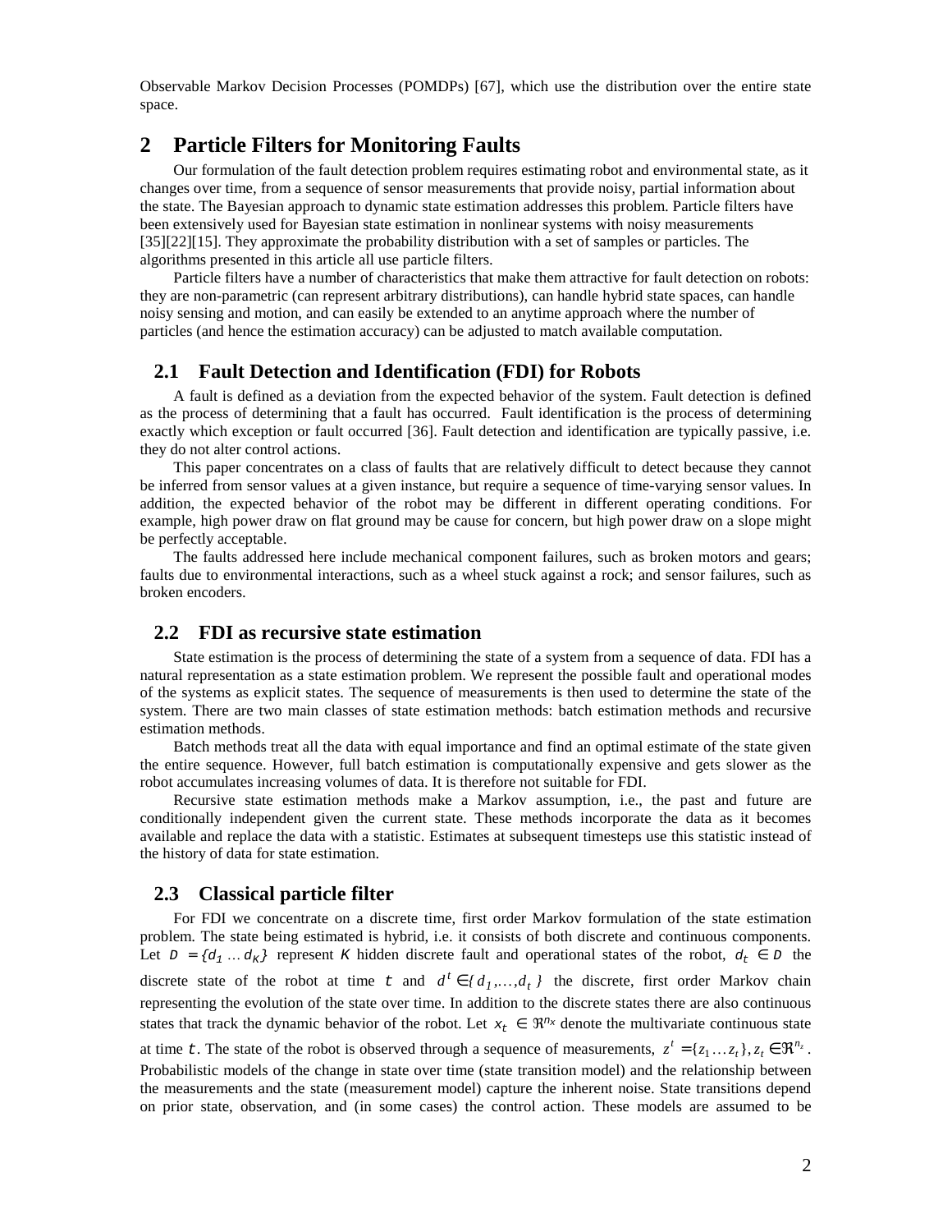Observable Markov Decision Processes (POMDPs) [67], which use the distribution over the entire state space.

# 2 Particle Filters for Monitoring Faults

Our formulation of the fault detection problem requires estimating robot and environmental state, as it changes over time, from a sequence of sensor measurements that provide noisy, partial information about the state. The Bayesian approach to dynamic state estimation addresses this problem. Particle filters have been extensively used for Bayesian state estimation in nonlinear systems with noisy measurements [35][22][15]. They approximate the probability distribution with a set of samples or particles. The algorithms presented in this article all use particle filters.

Particle filters have a number of characteristics that make them attractive for fault detection on robots: they are non-parametric (can represent arbitrary distributions), can handle hybrid state spaces, can handle noisy sensing and motion, and can easily be extended to an anytime approach where the number of particles (and hence the estimation accuracy) can be adjusted to match available computation.

## 2.1 Fault Detection and Identification (FDI) for Robots

A fault is defined as a deviation from the expected behavior of the system. Fault detection is defined as the process of determining that a fault has occurred. Fault identification is the process of determining exactly which exception or fault occurred [36]. Fault detection and identification are typically passive, i.e. they do not alter control actions.

This paper concentrates on a class of faults that are relatively difficult to detect because they cannot be inferred from sensor values at a given instance, but require a sequence of time-varying sensor values. In addition, the expected behavior of the robot may be different in different operating conditions. For example, high power draw on flat ground may be cause for concern, but high power draw on a slope might be perfectly acceptable.

The faults addressed here include mechanical component failures, such as broken motors and gears; faults due to environmental interactions, such as a wheel stuck against a rock; and sensor failures, such as broken encoders.

## 2.2 FDI as recursive state estimation

State estimation is the process of determining the state of a system from a sequence of data. FDI has a natural representation as a state estimation problem. We represent the possible fault and operational modes of the systems as explicit states. The sequence of measurements is then used to determine the state of the system. There are two main classes of state estimation methods: batch estimation methods and recursive estimation methods.

Batch methods treat all the data with equal importance and find an optimal estimate of the state given the entire sequence. However, full batch estimation is computationally expensive and gets slower as the robot accumulates increasing volumes of data. It is therefore not suitable for FDI.

Recursive state estimation methods make a Markov assumption, i.e., the past and future are conditionally independent given the current state. These methods incorporate the data as it becomes available and replace the data with a statistic. Estimates at subsequent timesteps use this statistic instead of the history of data for state estimation.

## 2.3 Classical particle filter

For FDI we concentrate on a discrete time, first order Markov formulation of the state estimation problem. The state being estimated is hybrid, i.e. it consists of both discrete and continuous components. Let $D = \{d_1 \ldots d_K\}$ represent $K$ hidden discrete fault and operational states of the robot, $d_t \in D$ the discrete state of the robot at time $t$ and $d^t \in \{d_1, \ldots, d_t\}$ the discrete, first order Markov chain representing the evolution of the state over time. In addition to the discrete states there are also continuous states that track the dynamic behavior of the robot. Let $x_t \in \Re^{n_x}$ denote the multivariate continuous state at time $t$. The state of the robot is observed through a sequence of measurements, $z^t = \{z_1 \ldots z_t\}, z_t \in \Re^{n_z}$. Probabilistic models of the change in state over time (state transition model) and the relationship between the measurements and the state (measurement model) capture the inherent noise. State transitions depend on prior state, observation, and (in some cases) the control action. These models are assumed to be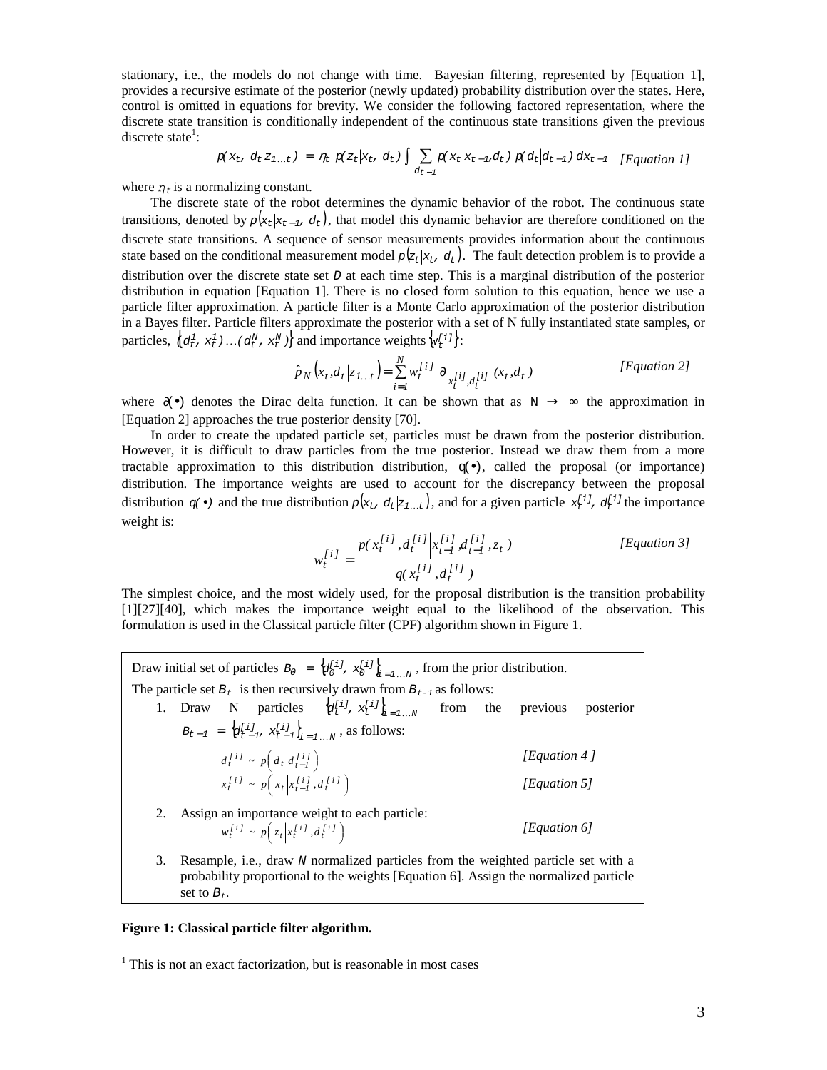stationary, i.e., the models do not change with time. Bayesian filtering, represented by [Equation 1], provides a recursive estimate of the posterior (newly updated) probability distribution over the states. Here, control is omitted in equations for brevity. We consider the following factored representation, where the discrete state transition is conditionally independent of the continuous state transitions given the previous discrete state[1]:

$$p(x_t, d_t | z_{1...t}) = \eta_t \; p(z_t | x_t, d_t) \int \sum_{d_{t-1}} p(x_t | x_{t-1}, d_t) \; p(d_t | d_{t-1}) \; dx_{t-1} \quad \textit{[Equation 1]}$$

where $\eta_t$ is a normalizing constant.

The discrete state of the robot determines the dynamic behavior of the robot. The continuous state transitions, denoted by $p(x_t | x_{t-1}, d_t)$, that model this dynamic behavior are therefore conditioned on the discrete state transitions. A sequence of sensor measurements provides information about the continuous state based on the conditional measurement model $p(z_t | x_t, d_t)$. The fault detection problem is to provide a distribution over the discrete state set $D$ at each time step. This is a marginal distribution of the posterior distribution in equation [Equation 1]. There is no closed form solution to this equation, hence we use a particle filter approximation. A particle filter is a Monte Carlo approximation of the posterior distribution in a Bayes filter. Particle filters approximate the posterior with a set of N fully instantiated state samples, or particles, $\{(d_t^1, x_t^1) \ldots (d_t^N, x_t^N)\}$ and importance weights $\{w_t^{[i]}\}$:

$$\hat{p}_N(x_t, d_t | z_{1...t}) = \sum_{i=1}^{N} w_t^{[i]} \; \partial_{x_t^{[i]}, d_t^{[i]}}(x_t, d_t) \qquad \textit{[Equation 2]}$$

where $\partial(\bullet)$ denotes the Dirac delta function. It can be shown that as $N \rightarrow \infty$ the approximation in [Equation 2] approaches the true posterior density [70].

In order to create the updated particle set, particles must be drawn from the posterior distribution. However, it is difficult to draw particles from the true posterior. Instead we draw them from a more tractable approximation to this distribution distribution, $q(\bullet)$, called the proposal (or importance) distribution. The importance weights are used to account for the discrepancy between the proposal distribution $q(\bullet)$ and the true distribution $p(x_t, d_t | z_{1...t})$, and for a given particle $x_t^{[i]}, d_t^{[i]}$ the importance weight is:

$$w_t^{[i]} = \frac{p(x_t^{[i]}, d_t^{[i]} | x_{t-1}^{[i]}, d_{t-1}^{[i]}, z_t)}{q(x_t^{[i]}, d_t^{[i]})} \qquad \textit{[Equation 3]}$$

The simplest choice, and the most widely used, for the proposal distribution is the transition probability [1][27][40], which makes the importance weight equal to the likelihood of the observation. This formulation is used in the Classical particle filter (CPF) algorithm shown in Figure 1.

> Draw initial set of particles $B_0 = \{d_0^{[i]}, x_0^{[i]}\}_{i=1...N}$, from the prior distribution.
>
> The particle set $B_t$ is then recursively drawn from $B_{t-1}$ as follows:
>
> 1. Draw N particles $\{d_t^{[i]}, x_t^{[i]}\}_{i=1...N}$ from the previous posterior $B_{t-1} = \{d_{t-1}^{[i]}, x_{t-1}^{[i]}\}_{i=1...N}$, as follows:
>
>    $$d_t^{[i]} \sim p\left(d_t \middle| d_{t-1}^{[i]}\right) \qquad \textit{[Equation 4 ]}$$
>
>    $$x_t^{[i]} \sim p\left(x_t \middle| x_{t-1}^{[i]}, d_t^{[i]}\right) \qquad \textit{[Equation 5]}$$
>
> 2. Assign an importance weight to each particle:
>
>    $$w_t^{[i]} \sim p\left(z_t \middle| x_t^{[i]}, d_t^{[i]}\right) \qquad \textit{[Equation 6]}$$
>
> 3. Resample, i.e., draw $N$ normalized particles from the weighted particle set with a probability proportional to the weights [Equation 6]. Assign the normalized particle set to $B_t$.

**Figure 1: Classical particle filter algorithm.**

---

[1] This is not an exact factorization, but is reasonable in most cases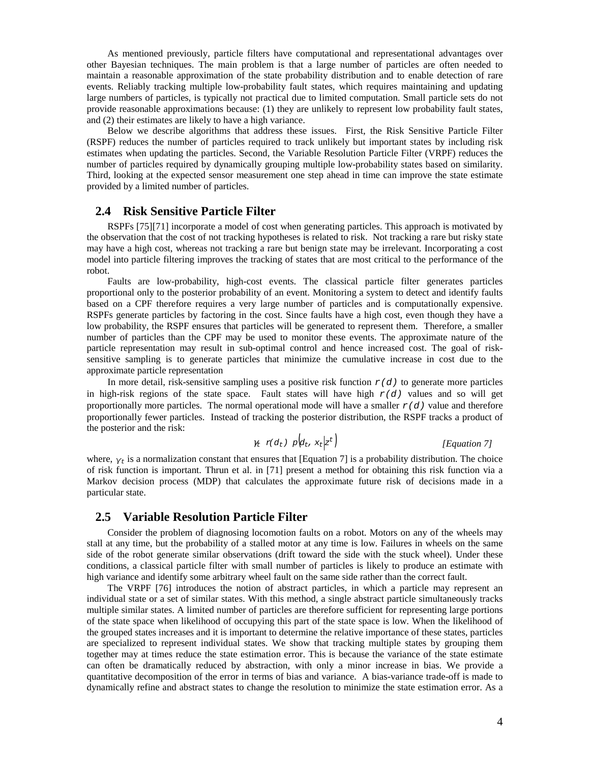As mentioned previously, particle filters have computational and representational advantages over other Bayesian techniques. The main problem is that a large number of particles are often needed to maintain a reasonable approximation of the state probability distribution and to enable detection of rare events. Reliably tracking multiple low-probability fault states, which requires maintaining and updating large numbers of particles, is typically not practical due to limited computation. Small particle sets do not provide reasonable approximations because: (1) they are unlikely to represent low probability fault states, and (2) their estimates are likely to have a high variance.

Below we describe algorithms that address these issues. First, the Risk Sensitive Particle Filter (RSPF) reduces the number of particles required to track unlikely but important states by including risk estimates when updating the particles. Second, the Variable Resolution Particle Filter (VRPF) reduces the number of particles required by dynamically grouping multiple low-probability states based on similarity. Third, looking at the expected sensor measurement one step ahead in time can improve the state estimate provided by a limited number of particles.

## 2.4 Risk Sensitive Particle Filter

RSPFs [75][71] incorporate a model of cost when generating particles. This approach is motivated by the observation that the cost of not tracking hypotheses is related to risk. Not tracking a rare but risky state may have a high cost, whereas not tracking a rare but benign state may be irrelevant. Incorporating a cost model into particle filtering improves the tracking of states that are most critical to the performance of the robot.

Faults are low-probability, high-cost events. The classical particle filter generates particles proportional only to the posterior probability of an event. Monitoring a system to detect and identify faults based on a CPF therefore requires a very large number of particles and is computationally expensive. RSPFs generate particles by factoring in the cost. Since faults have a high cost, even though they have a low probability, the RSPF ensures that particles will be generated to represent them. Therefore, a smaller number of particles than the CPF may be used to monitor these events. The approximate nature of the particle representation may result in sub-optimal control and hence increased cost. The goal of risk-sensitive sampling is to generate particles that minimize the cumulative increase in cost due to the approximate particle representation

In more detail, risk-sensitive sampling uses a positive risk function $r(d)$ to generate more particles in high-risk regions of the state space. Fault states will have high $r(d)$ values and so will get proportionally more particles. The normal operational mode will have a smaller $r(d)$ value and therefore proportionally fewer particles. Instead of tracking the posterior distribution, the RSPF tracks a product of the posterior and the risk:

$$\gamma_t \; r(d_t) \; p\left(d_t, x_t \middle| z^t\right) \qquad \textit{[Equation 7]}$$

where, $\gamma_t$ is a normalization constant that ensures that [Equation 7] is a probability distribution. The choice of risk function is important. Thrun et al. in [71] present a method for obtaining this risk function via a Markov decision process (MDP) that calculates the approximate future risk of decisions made in a particular state.

## 2.5 Variable Resolution Particle Filter

Consider the problem of diagnosing locomotion faults on a robot. Motors on any of the wheels may stall at any time, but the probability of a stalled motor at any time is low. Failures in wheels on the same side of the robot generate similar observations (drift toward the side with the stuck wheel). Under these conditions, a classical particle filter with small number of particles is likely to produce an estimate with high variance and identify some arbitrary wheel fault on the same side rather than the correct fault.

The VRPF [76] introduces the notion of abstract particles, in which a particle may represent an individual state or a set of similar states. With this method, a single abstract particle simultaneously tracks multiple similar states. A limited number of particles are therefore sufficient for representing large portions of the state space when likelihood of occupying this part of the state space is low. When the likelihood of the grouped states increases and it is important to determine the relative importance of these states, particles are specialized to represent individual states. We show that tracking multiple states by grouping them together may at times reduce the state estimation error. This is because the variance of the state estimate can often be dramatically reduced by abstraction, with only a minor increase in bias. We provide a quantitative decomposition of the error in terms of bias and variance. A bias-variance trade-off is made to dynamically refine and abstract states to change the resolution to minimize the state estimation error. As a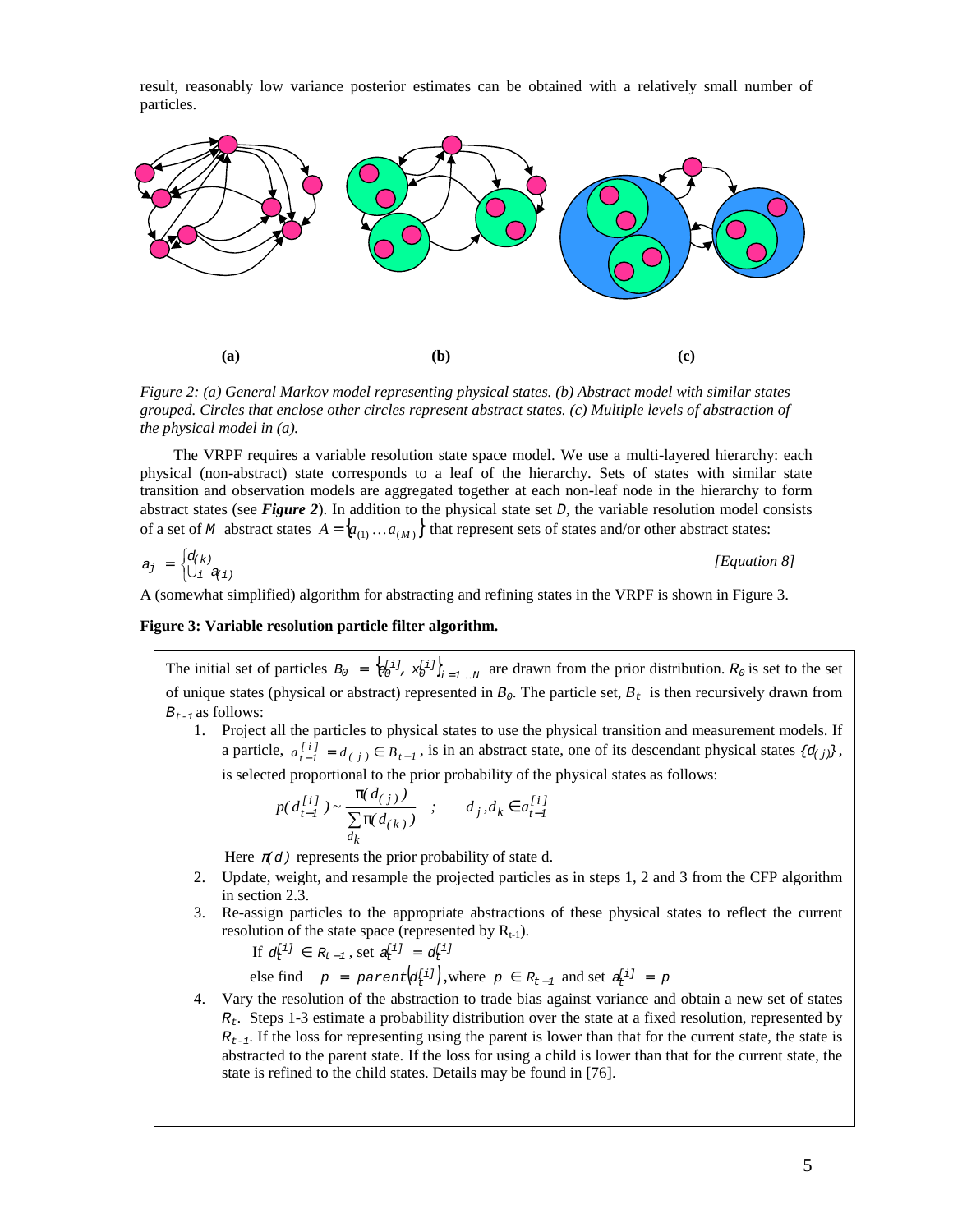result, reasonably low variance posterior estimates can be obtained with a relatively small number of particles.

(a) (b) (c)

*Figure 2: (a) General Markov model representing physical states. (b) Abstract model with similar states grouped. Circles that enclose other circles represent abstract states. (c) Multiple levels of abstraction of the physical model in (a).*

The VRPF requires a variable resolution state space model. We use a multi-layered hierarchy: each physical (non-abstract) state corresponds to a leaf of the hierarchy. Sets of states with similar state transition and observation models are aggregated together at each non-leaf node in the hierarchy to form abstract states (see ***Figure 2***). In addition to the physical state set $D$, the variable resolution model consists of a set of $M$ abstract states $A = \{a_{(1)} \ldots a_{(M)}\}$ that represent sets of states and/or other abstract states:

$$a_j = \begin{cases} d_{(k)} \\ \bigcup_i a_{(i)} \end{cases} \qquad \text{[Equation 8]}$$

A (somewhat simplified) algorithm for abstracting and refining states in the VRPF is shown in Figure 3.

**Figure 3: Variable resolution particle filter algorithm.**

The initial set of particles $B_0 = \{a_0^{[i]}, x_0^{[i]}\}_{i=1 \ldots N}$ are drawn from the prior distribution. $R_0$ is set to the set of unique states (physical or abstract) represented in $B_0$. The particle set, $B_t$ is then recursively drawn from $B_{t-1}$ as follows:

1. Project all the particles to physical states to use the physical transition and measurement models. If a particle, $a_{t-1}^{[i]} = d_{(j)} \in B_{t-1}$, is in an abstract state, one of its descendant physical states $\{d_{(j)}\}$, is selected proportional to the prior probability of the physical states as follows:
$$p(d_{t-1}^{[i]}) \sim \frac{\pi(d_{(j)})}{\sum_{d_k} \pi(d_{(k)})} \quad ; \qquad d_j, d_k \in a_{t-1}^{[i]}$$
Here $\pi(d)$ represents the prior probability of state d.
2. Update, weight, and resample the projected particles as in steps 1, 2 and 3 from the CFP algorithm in section 2.3.
3. Re-assign particles to the appropriate abstractions of these physical states to reflect the current resolution of the state space (represented by $R_{t-1}$).
If $d_t^{[i]} \in R_{t-1}$, set $a_t^{[i]} = d_t^{[i]}$
else find $p = parent(d_t^{[i]})$, where $p \in R_{t-1}$ and set $a_t^{[i]} = p$
4. Vary the resolution of the abstraction to trade bias against variance and obtain a new set of states $R_t$. Steps 1-3 estimate a probability distribution over the state at a fixed resolution, represented by $R_{t-1}$. If the loss for representing using the parent is lower than that for the current state, the state is abstracted to the parent state. If the loss for using a child is lower than that for the current state, the state is refined to the child states. Details may be found in [76].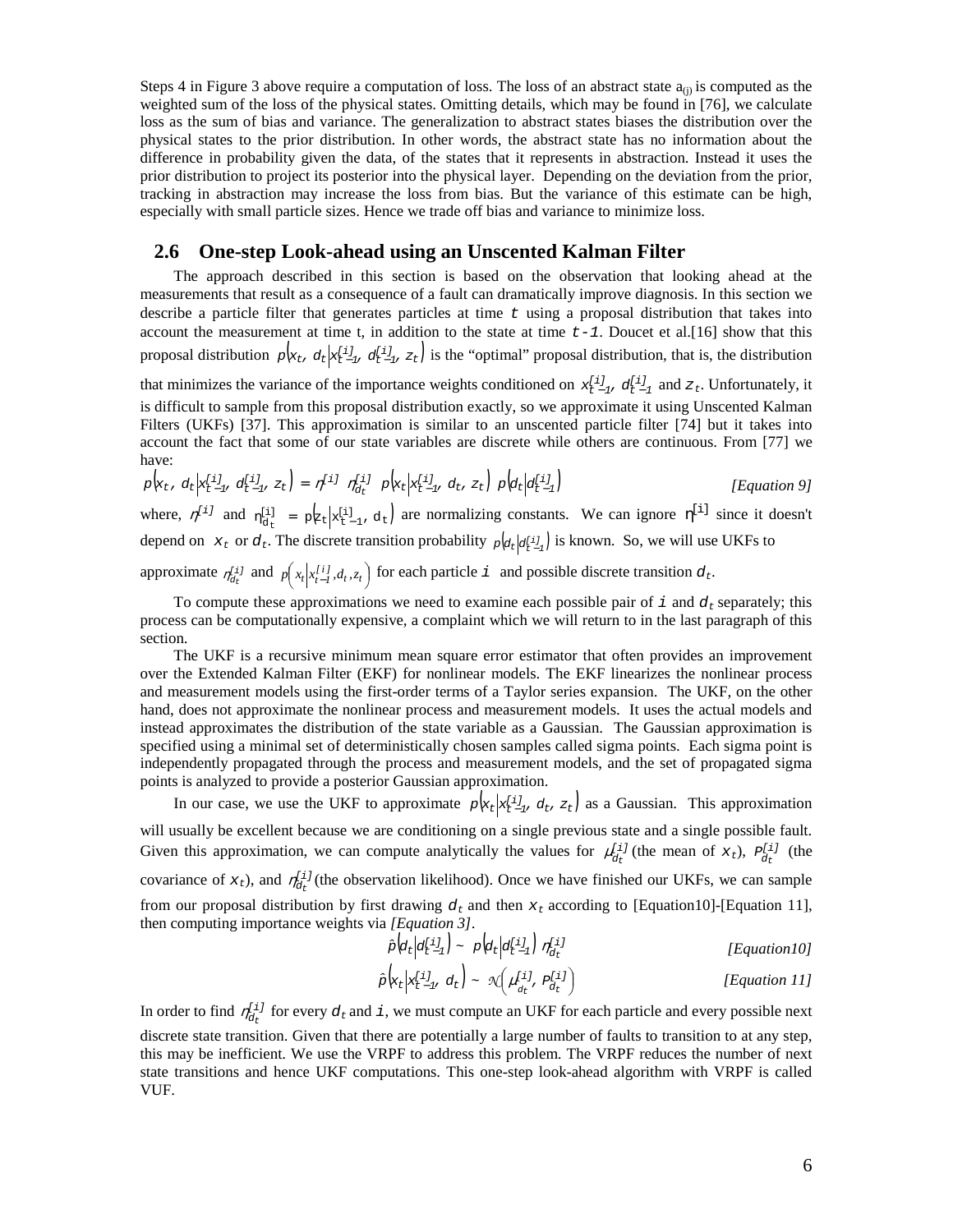Steps 4 in Figure 3 above require a computation of loss. The loss of an abstract state $a_{(j)}$ is computed as the weighted sum of the loss of the physical states. Omitting details, which may be found in [76], we calculate loss as the sum of bias and variance. The generalization to abstract states biases the distribution over the physical states to the prior distribution. In other words, the abstract state has no information about the difference in probability given the data, of the states that it represents in abstraction. Instead it uses the prior distribution to project its posterior into the physical layer. Depending on the deviation from the prior, tracking in abstraction may increase the loss from bias. But the variance of this estimate can be high, especially with small particle sizes. Hence we trade off bias and variance to minimize loss.

## 2.6 One-step Look-ahead using an Unscented Kalman Filter

The approach described in this section is based on the observation that looking ahead at the measurements that result as a consequence of a fault can dramatically improve diagnosis. In this section we describe a particle filter that generates particles at time $t$ using a proposal distribution that takes into account the measurement at time t, in addition to the state at time $t-1$. Doucet et al.[16] show that this proposal distribution $p(x_t, d_t | x_{t-1}^{[i]}, d_{t-1}^{[i]}, z_t)$ is the "optimal" proposal distribution, that is, the distribution that minimizes the variance of the importance weights conditioned on $x_{t-1}^{[i]}, d_{t-1}^{[i]}$ and $z_t$. Unfortunately, it is difficult to sample from this proposal distribution exactly, so we approximate it using Unscented Kalman Filters (UKFs) [37]. This approximation is similar to an unscented particle filter [74] but it takes into account the fact that some of our state variables are discrete while others are continuous. From [77] we have:

$$p(x_t, d_t | x_{t-1}^{[i]}, d_{t-1}^{[i]}, z_t) = \eta^{[i]} \ \eta_{d_t}^{[i]} \ p(x_t | x_{t-1}^{[i]}, d_t, z_t) \ p(d_t | d_{t-1}^{[i]}) \qquad \textit{[Equation 9]}$$

where, $\eta^{[i]}$ and $\eta_{d_t}^{[i]} = p(z_t | x_{t-1}^{[i]}, d_t)$ are normalizing constants. We can ignore $\eta^{[i]}$ since it doesn't depend on $x_t$ or $d_t$. The discrete transition probability $p(d_t | d_{t-1}^{[i]})$ is known. So, we will use UKFs to approximate $\eta_{d_t}^{[i]}$ and $p(x_t | x_{t-1}^{[i]}, d_t, z_t)$ for each particle $i$ and possible discrete transition $d_t$.

To compute these approximations we need to examine each possible pair of $i$ and $d_t$ separately; this process can be computationally expensive, a complaint which we will return to in the last paragraph of this section.

The UKF is a recursive minimum mean square error estimator that often provides an improvement over the Extended Kalman Filter (EKF) for nonlinear models. The EKF linearizes the nonlinear process and measurement models using the first-order terms of a Taylor series expansion. The UKF, on the other hand, does not approximate the nonlinear process and measurement models. It uses the actual models and instead approximates the distribution of the state variable as a Gaussian. The Gaussian approximation is specified using a minimal set of deterministically chosen samples called sigma points. Each sigma point is independently propagated through the process and measurement models, and the set of propagated sigma points is analyzed to provide a posterior Gaussian approximation.

In our case, we use the UKF to approximate $p(x_t | x_{t-1}^{[i]}, d_t, z_t)$ as a Gaussian. This approximation will usually be excellent because we are conditioning on a single previous state and a single possible fault. Given this approximation, we can compute analytically the values for $\mu_{d_t}^{[i]}$ (the mean of $x_t$), $P_{d_t}^{[i]}$ (the covariance of $x_t$), and $\eta_{d_t}^{[i]}$ (the observation likelihood). Once we have finished our UKFs, we can sample from our proposal distribution by first drawing $d_t$ and then $x_t$ according to [Equation10]-[Equation 11], then computing importance weights via *[Equation 3]*.

$$\hat{p}(d_t | d_{t-1}^{[i]}) \sim p(d_t | d_{t-1}^{[i]}) \ \eta_{d_t}^{[i]} \qquad \textit{[Equation10]}$$

$$\hat{p}(x_t | x_{t-1}^{[i]}, d_t) \sim \mathcal{N}(\mu_{d_t}^{[i]}, P_{d_t}^{[i]}) \qquad \textit{[Equation 11]}$$

In order to find $\eta_{d_t}^{[i]}$ for every $d_t$ and $i$, we must compute an UKF for each particle and every possible next discrete state transition. Given that there are potentially a large number of faults to transition to at any step, this may be inefficient. We use the VRPF to address this problem. The VRPF reduces the number of next state transitions and hence UKF computations. This one-step look-ahead algorithm with VRPF is called VUF.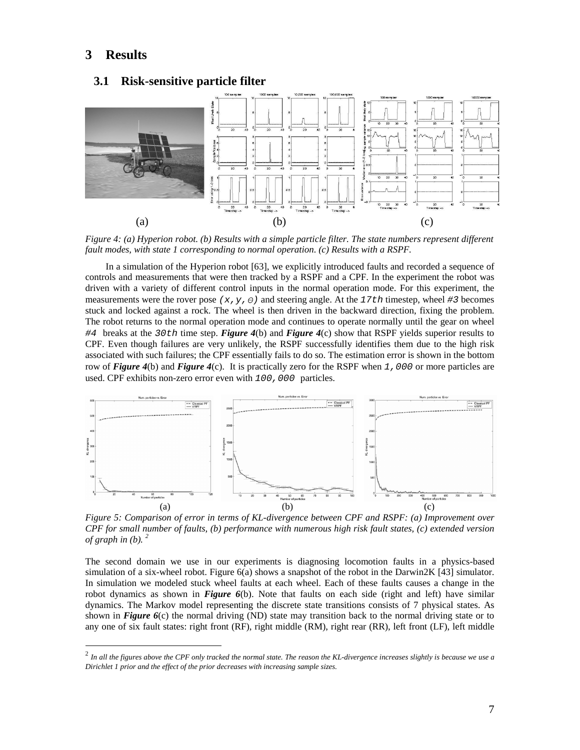# 3 Results

## 3.1 Risk-sensitive particle filter

(a) (b) (c)

*Figure 4: (a) Hyperion robot. (b) Results with a simple particle filter. The state numbers represent different fault modes, with state 1 corresponding to normal operation. (c) Results with a RSPF.*

In a simulation of the Hyperion robot [63], we explicitly introduced faults and recorded a sequence of controls and measurements that were then tracked by a RSPF and a CPF. In the experiment the robot was driven with a variety of different control inputs in the normal operation mode. For this experiment, the measurements were the rover pose $(x, y, \Theta)$ and steering angle. At the $17th$ timestep, wheel $\#3$ becomes stuck and locked against a rock. The wheel is then driven in the backward direction, fixing the problem. The robot returns to the normal operation mode and continues to operate normally until the gear on wheel $\#4$ breaks at the $30th$ time step. ***Figure 4***(b) and ***Figure 4***(c) show that RSPF yields superior results to CPF. Even though failures are very unlikely, the RSPF successfully identifies them due to the high risk associated with such failures; the CPF essentially fails to do so. The estimation error is shown in the bottom row of ***Figure 4***(b) and ***Figure 4***(c). It is practically zero for the RSPF when $1,000$ or more particles are used. CPF exhibits non-zero error even with $100,000$ particles.

(a) (b) (c)

*Figure 5: Comparison of error in terms of KL-divergence between CPF and RSPF: (a) Improvement over CPF for small number of faults, (b) performance with numerous high risk fault states, (c) extended version of graph in (b).* [2]

The second domain we use in our experiments is diagnosing locomotion faults in a physics-based simulation of a six-wheel robot. Figure 6(a) shows a snapshot of the robot in the Darwin2K [43] simulator. In simulation we modeled stuck wheel faults at each wheel. Each of these faults causes a change in the robot dynamics as shown in ***Figure 6***(b). Note that faults on each side (right and left) have similar dynamics. The Markov model representing the discrete state transitions consists of 7 physical states. As shown in ***Figure 6***(c) the normal driving (ND) state may transition back to the normal driving state or to any one of six fault states: right front (RF), right middle (RM), right rear (RR), left front (LF), left middle

---

[2] *In all the figures above the CPF only tracked the normal state. The reason the KL-divergence increases slightly is because we use a Dirichlet 1 prior and the effect of the prior decreases with increasing sample sizes.*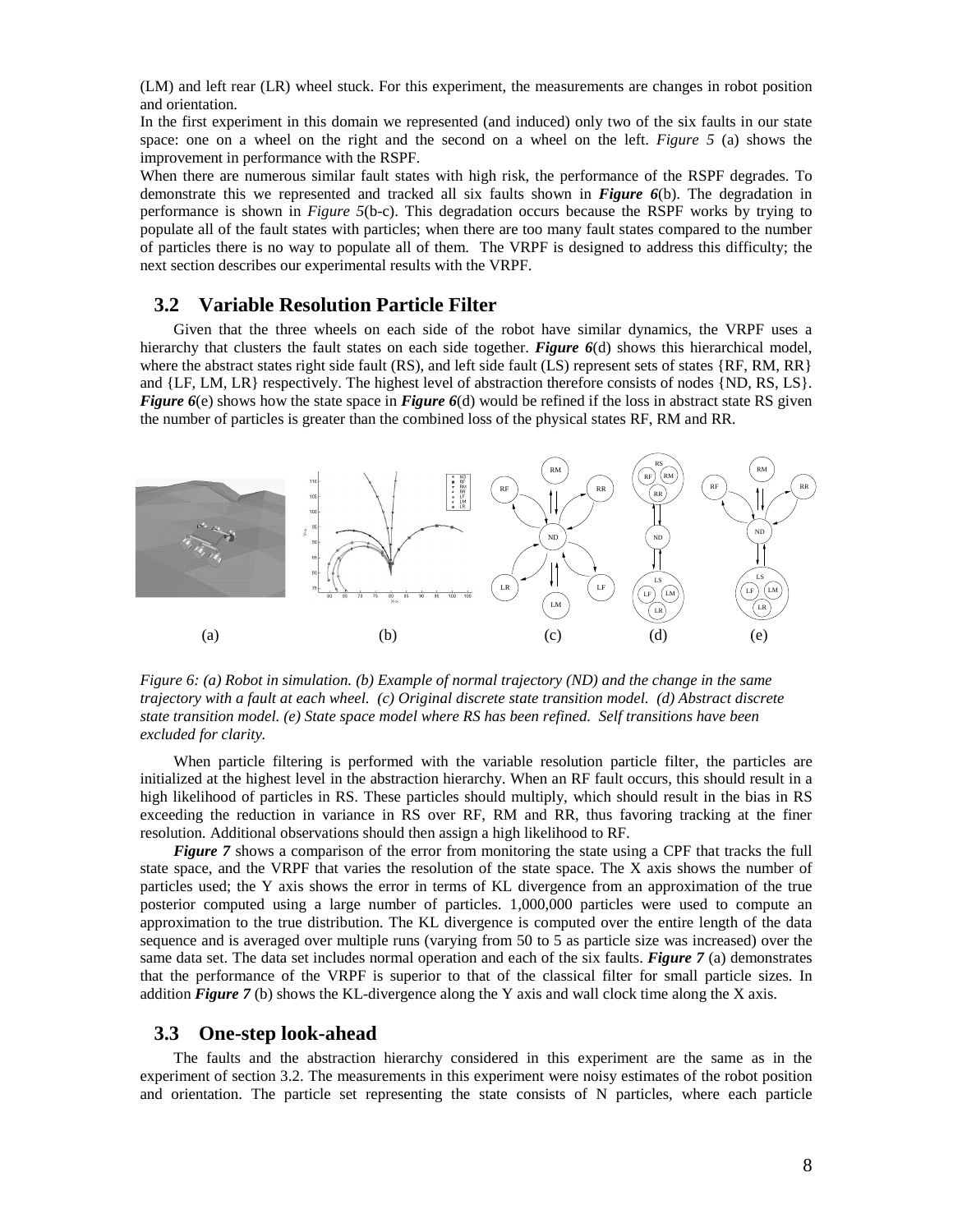(LM) and left rear (LR) wheel stuck. For this experiment, the measurements are changes in robot position and orientation.

In the first experiment in this domain we represented (and induced) only two of the six faults in our state space: one on a wheel on the right and the second on a wheel on the left. *Figure 5* (a) shows the improvement in performance with the RSPF.

When there are numerous similar fault states with high risk, the performance of the RSPF degrades. To demonstrate this we represented and tracked all six faults shown in ***Figure 6***(b). The degradation in performance is shown in *Figure 5*(b-c). This degradation occurs because the RSPF works by trying to populate all of the fault states with particles; when there are too many fault states compared to the number of particles there is no way to populate all of them. The VRPF is designed to address this difficulty; the next section describes our experimental results with the VRPF.

## 3.2 Variable Resolution Particle Filter

Given that the three wheels on each side of the robot have similar dynamics, the VRPF uses a hierarchy that clusters the fault states on each side together. ***Figure 6***(d) shows this hierarchical model, where the abstract states right side fault (RS), and left side fault (LS) represent sets of states {RF, RM, RR} and {LF, LM, LR} respectively. The highest level of abstraction therefore consists of nodes {ND, RS, LS}. ***Figure 6***(e) shows how the state space in ***Figure 6***(d) would be refined if the loss in abstract state RS given the number of particles is greater than the combined loss of the physical states RF, RM and RR.

*Figure 6: (a) Robot in simulation. (b) Example of normal trajectory (ND) and the change in the same trajectory with a fault at each wheel. (c) Original discrete state transition model. (d) Abstract discrete state transition model. (e) State space model where RS has been refined. Self transitions have been excluded for clarity.*

When particle filtering is performed with the variable resolution particle filter, the particles are initialized at the highest level in the abstraction hierarchy. When an RF fault occurs, this should result in a high likelihood of particles in RS. These particles should multiply, which should result in the bias in RS exceeding the reduction in variance in RS over RF, RM and RR, thus favoring tracking at the finer resolution. Additional observations should then assign a high likelihood to RF.

***Figure 7*** shows a comparison of the error from monitoring the state using a CPF that tracks the full state space, and the VRPF that varies the resolution of the state space. The X axis shows the number of particles used; the Y axis shows the error in terms of KL divergence from an approximation of the true posterior computed using a large number of particles. 1,000,000 particles were used to compute an approximation to the true distribution. The KL divergence is computed over the entire length of the data sequence and is averaged over multiple runs (varying from 50 to 5 as particle size was increased) over the same data set. The data set includes normal operation and each of the six faults. ***Figure 7*** (a) demonstrates that the performance of the VRPF is superior to that of the classical filter for small particle sizes. In addition ***Figure 7*** (b) shows the KL-divergence along the Y axis and wall clock time along the X axis.

## 3.3 One-step look-ahead

The faults and the abstraction hierarchy considered in this experiment are the same as in the experiment of section 3.2. The measurements in this experiment were noisy estimates of the robot position and orientation. The particle set representing the state consists of N particles, where each particle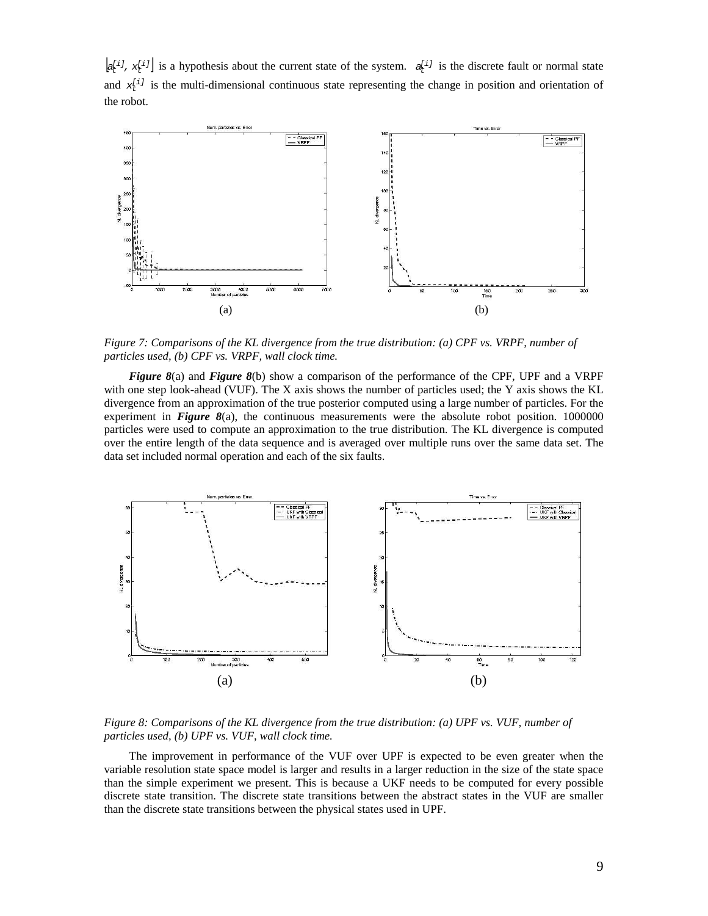$\left[a_t^{[i]}, x_t^{[i]}\right]$ is a hypothesis about the current state of the system. $a_t^{[i]}$ is the discrete fault or normal state and $x_t^{[i]}$ is the multi-dimensional continuous state representing the change in position and orientation of the robot.

(a) (b)

*Figure 7: Comparisons of the KL divergence from the true distribution: (a) CPF vs. VRPF, number of particles used, (b) CPF vs. VRPF, wall clock time.*

***Figure 8***(a) and ***Figure 8***(b) show a comparison of the performance of the CPF, UPF and a VRPF with one step look-ahead (VUF). The X axis shows the number of particles used; the Y axis shows the KL divergence from an approximation of the true posterior computed using a large number of particles. For the experiment in ***Figure 8***(a), the continuous measurements were the absolute robot position. 1000000 particles were used to compute an approximation to the true distribution. The KL divergence is computed over the entire length of the data sequence and is averaged over multiple runs over the same data set. The data set included normal operation and each of the six faults.

(a) (b)

*Figure 8: Comparisons of the KL divergence from the true distribution: (a) UPF vs. VUF, number of particles used, (b) UPF vs. VUF, wall clock time.*

The improvement in performance of the VUF over UPF is expected to be even greater when the variable resolution state space model is larger and results in a larger reduction in the size of the state space than the simple experiment we present. This is because a UKF needs to be computed for every possible discrete state transition. The discrete state transitions between the abstract states in the VUF are smaller than the discrete state transitions between the physical states used in UPF.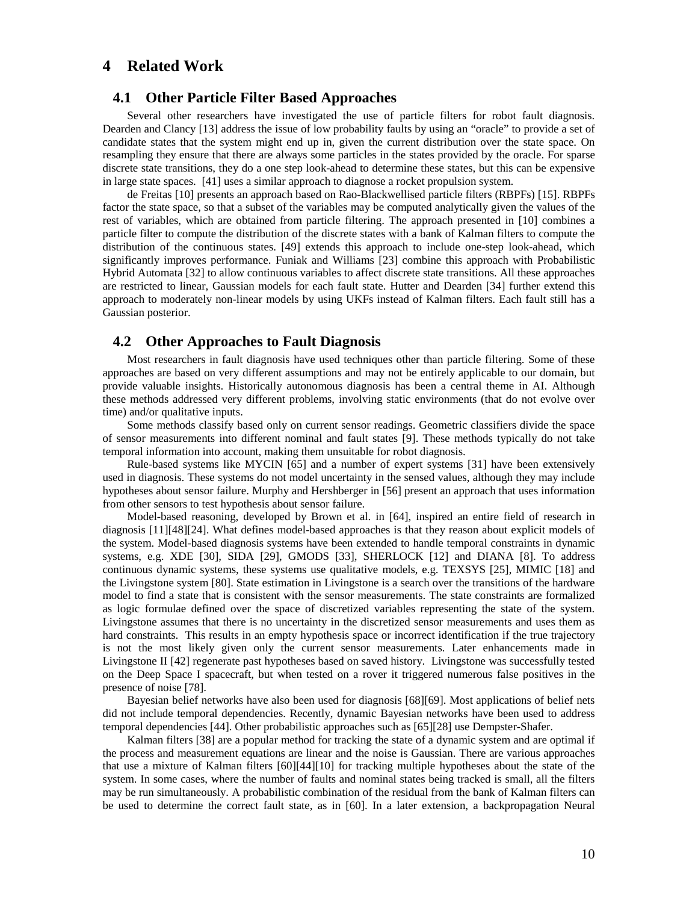# 4 Related Work

## 4.1 Other Particle Filter Based Approaches

Several other researchers have investigated the use of particle filters for robot fault diagnosis. Dearden and Clancy [13] address the issue of low probability faults by using an "oracle" to provide a set of candidate states that the system might end up in, given the current distribution over the state space. On resampling they ensure that there are always some particles in the states provided by the oracle. For sparse discrete state transitions, they do a one step look-ahead to determine these states, but this can be expensive in large state spaces. [41] uses a similar approach to diagnose a rocket propulsion system.

de Freitas [10] presents an approach based on Rao-Blackwellised particle filters (RBPFs) [15]. RBPFs factor the state space, so that a subset of the variables may be computed analytically given the values of the rest of variables, which are obtained from particle filtering. The approach presented in [10] combines a particle filter to compute the distribution of the discrete states with a bank of Kalman filters to compute the distribution of the continuous states. [49] extends this approach to include one-step look-ahead, which significantly improves performance. Funiak and Williams [23] combine this approach with Probabilistic Hybrid Automata [32] to allow continuous variables to affect discrete state transitions. All these approaches are restricted to linear, Gaussian models for each fault state. Hutter and Dearden [34] further extend this approach to moderately non-linear models by using UKFs instead of Kalman filters. Each fault still has a Gaussian posterior.

## 4.2 Other Approaches to Fault Diagnosis

Most researchers in fault diagnosis have used techniques other than particle filtering. Some of these approaches are based on very different assumptions and may not be entirely applicable to our domain, but provide valuable insights. Historically autonomous diagnosis has been a central theme in AI. Although these methods addressed very different problems, involving static environments (that do not evolve over time) and/or qualitative inputs.

Some methods classify based only on current sensor readings. Geometric classifiers divide the space of sensor measurements into different nominal and fault states [9]. These methods typically do not take temporal information into account, making them unsuitable for robot diagnosis.

Rule-based systems like MYCIN [65] and a number of expert systems [31] have been extensively used in diagnosis. These systems do not model uncertainty in the sensed values, although they may include hypotheses about sensor failure. Murphy and Hershberger in [56] present an approach that uses information from other sensors to test hypothesis about sensor failure.

Model-based reasoning, developed by Brown et al. in [64], inspired an entire field of research in diagnosis [11][48][24]. What defines model-based approaches is that they reason about explicit models of the system. Model-based diagnosis systems have been extended to handle temporal constraints in dynamic systems, e.g. XDE [30], SIDA [29], GMODS [33], SHERLOCK [12] and DIANA [8]. To address continuous dynamic systems, these systems use qualitative models, e.g. TEXSYS [25], MIMIC [18] and the Livingstone system [80]. State estimation in Livingstone is a search over the transitions of the hardware model to find a state that is consistent with the sensor measurements. The state constraints are formalized as logic formulae defined over the space of discretized variables representing the state of the system. Livingstone assumes that there is no uncertainty in the discretized sensor measurements and uses them as hard constraints. This results in an empty hypothesis space or incorrect identification if the true trajectory is not the most likely given only the current sensor measurements. Later enhancements made in Livingstone II [42] regenerate past hypotheses based on saved history. Livingstone was successfully tested on the Deep Space I spacecraft, but when tested on a rover it triggered numerous false positives in the presence of noise [78].

Bayesian belief networks have also been used for diagnosis [68][69]. Most applications of belief nets did not include temporal dependencies. Recently, dynamic Bayesian networks have been used to address temporal dependencies [44]. Other probabilistic approaches such as [65][28] use Dempster-Shafer.

Kalman filters [38] are a popular method for tracking the state of a dynamic system and are optimal if the process and measurement equations are linear and the noise is Gaussian. There are various approaches that use a mixture of Kalman filters [60][44][10] for tracking multiple hypotheses about the state of the system. In some cases, where the number of faults and nominal states being tracked is small, all the filters may be run simultaneously. A probabilistic combination of the residual from the bank of Kalman filters can be used to determine the correct fault state, as in [60]. In a later extension, a backpropagation Neural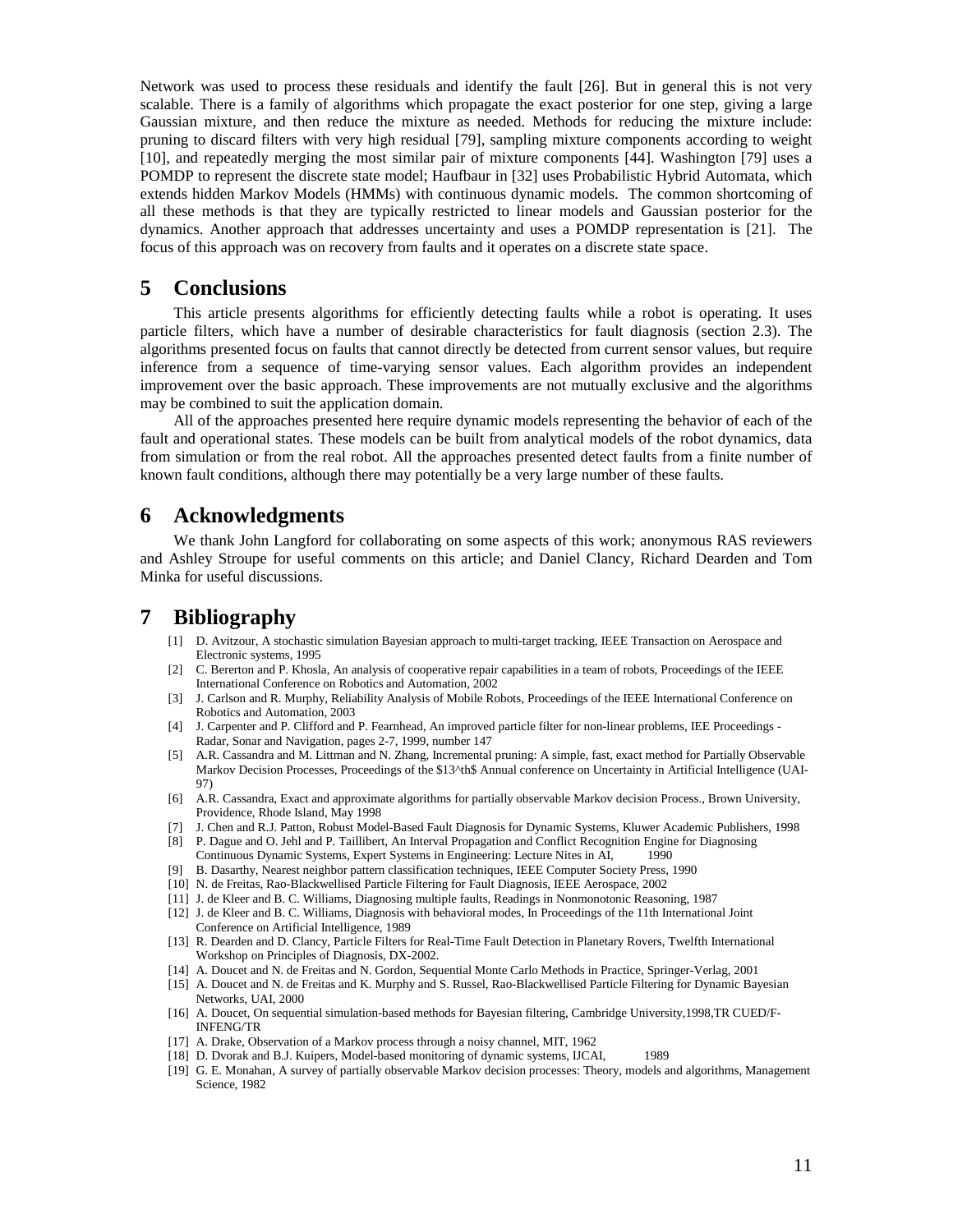Network was used to process these residuals and identify the fault [26]. But in general this is not very scalable. There is a family of algorithms which propagate the exact posterior for one step, giving a large Gaussian mixture, and then reduce the mixture as needed. Methods for reducing the mixture include: pruning to discard filters with very high residual [79], sampling mixture components according to weight [10], and repeatedly merging the most similar pair of mixture components [44]. Washington [79] uses a POMDP to represent the discrete state model; Haufbaur in [32] uses Probabilistic Hybrid Automata, which extends hidden Markov Models (HMMs) with continuous dynamic models. The common shortcoming of all these methods is that they are typically restricted to linear models and Gaussian posterior for the dynamics. Another approach that addresses uncertainty and uses a POMDP representation is [21]. The focus of this approach was on recovery from faults and it operates on a discrete state space.

# 5 Conclusions

This article presents algorithms for efficiently detecting faults while a robot is operating. It uses particle filters, which have a number of desirable characteristics for fault diagnosis (section 2.3). The algorithms presented focus on faults that cannot directly be detected from current sensor values, but require inference from a sequence of time-varying sensor values. Each algorithm provides an independent improvement over the basic approach. These improvements are not mutually exclusive and the algorithms may be combined to suit the application domain.

All of the approaches presented here require dynamic models representing the behavior of each of the fault and operational states. These models can be built from analytical models of the robot dynamics, data from simulation or from the real robot. All the approaches presented detect faults from a finite number of known fault conditions, although there may potentially be a very large number of these faults.

# 6 Acknowledgments

We thank John Langford for collaborating on some aspects of this work; anonymous RAS reviewers and Ashley Stroupe for useful comments on this article; and Daniel Clancy, Richard Dearden and Tom Minka for useful discussions.

# 7 Bibliography

[1] D. Avitzour, A stochastic simulation Bayesian approach to multi-target tracking, IEEE Transaction on Aerospace and Electronic systems, 1995

[2] C. Bererton and P. Khosla, An analysis of cooperative repair capabilities in a team of robots, Proceedings of the IEEE International Conference on Robotics and Automation, 2002

[3] J. Carlson and R. Murphy, Reliability Analysis of Mobile Robots, Proceedings of the IEEE International Conference on Robotics and Automation, 2003

[4] J. Carpenter and P. Clifford and P. Fearnhead, An improved particle filter for non-linear problems, IEE Proceedings - Radar, Sonar and Navigation, pages 2-7, 1999, number 147

[5] A.R. Cassandra and M. Littman and N. Zhang, Incremental pruning: A simple, fast, exact method for Partially Observable Markov Decision Processes, Proceedings of the $13^th$ Annual conference on Uncertainty in Artificial Intelligence (UAI-97)

[6] A.R. Cassandra, Exact and approximate algorithms for partially observable Markov decision Process., Brown University, Providence, Rhode Island, May 1998

[7] J. Chen and R.J. Patton, Robust Model-Based Fault Diagnosis for Dynamic Systems, Kluwer Academic Publishers, 1998

[8] P. Dague and O. Jehl and P. Taillibert, An Interval Propagation and Conflict Recognition Engine for Diagnosing Continuous Dynamic Systems, Expert Systems in Engineering: Lecture Nites in AI, 1990

[9] B. Dasarthy, Nearest neighbor pattern classification techniques, IEEE Computer Society Press, 1990

[10] N. de Freitas, Rao-Blackwellised Particle Filtering for Fault Diagnosis, IEEE Aerospace, 2002

[11] J. de Kleer and B. C. Williams, Diagnosing multiple faults, Readings in Nonmonotonic Reasoning, 1987

[12] J. de Kleer and B. C. Williams, Diagnosis with behavioral modes, In Proceedings of the 11th International Joint Conference on Artificial Intelligence, 1989

[13] R. Dearden and D. Clancy, Particle Filters for Real-Time Fault Detection in Planetary Rovers, Twelfth International Workshop on Principles of Diagnosis, DX-2002.

[14] A. Doucet and N. de Freitas and N. Gordon, Sequential Monte Carlo Methods in Practice, Springer-Verlag, 2001

[15] A. Doucet and N. de Freitas and K. Murphy and S. Russel, Rao-Blackwellised Particle Filtering for Dynamic Bayesian Networks, UAI, 2000

[16] A. Doucet, On sequential simulation-based methods for Bayesian filtering, Cambridge University,1998,TR CUED/F-INFENG/TR

[17] A. Drake, Observation of a Markov process through a noisy channel, MIT, 1962

[18] D. Dvorak and B.J. Kuipers, Model-based monitoring of dynamic systems, IJCAI, 1989

[19] G. E. Monahan, A survey of partially observable Markov decision processes: Theory, models and algorithms, Management Science, 1982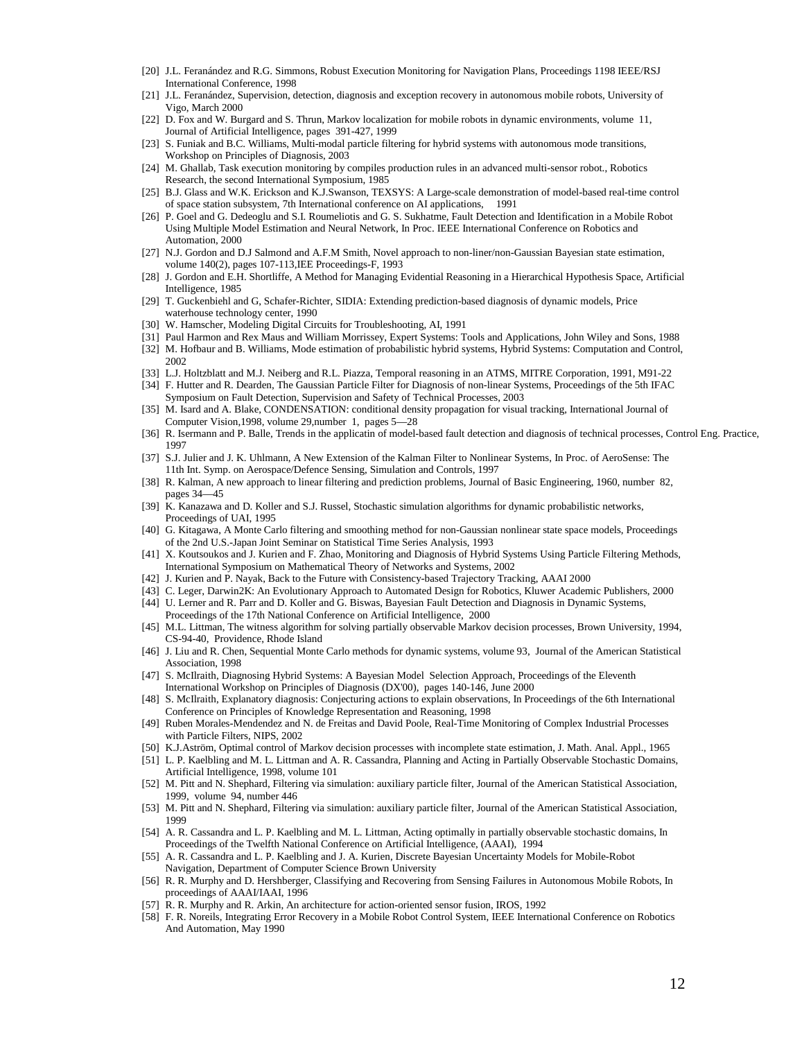[20] J.L. Feranández and R.G. Simmons, Robust Execution Monitoring for Navigation Plans, Proceedings 1198 IEEE/RSJ International Conference, 1998

[21] J.L. Feranández, Supervision, detection, diagnosis and exception recovery in autonomous mobile robots, University of Vigo, March 2000

[22] D. Fox and W. Burgard and S. Thrun, Markov localization for mobile robots in dynamic environments, volume 11, Journal of Artificial Intelligence, pages 391-427, 1999

[23] S. Funiak and B.C. Williams, Multi-modal particle filtering for hybrid systems with autonomous mode transitions, Workshop on Principles of Diagnosis, 2003

[24] M. Ghallab, Task execution monitoring by compiles production rules in an advanced multi-sensor robot., Robotics Research, the second International Symposium, 1985

[25] B.J. Glass and W.K. Erickson and K.J.Swanson, TEXSYS: A Large-scale demonstration of model-based real-time control of space station subsystem, 7th International conference on AI applications, 1991

[26] P. Goel and G. Dedeoglu and S.I. Roumeliotis and G. S. Sukhatme, Fault Detection and Identification in a Mobile Robot Using Multiple Model Estimation and Neural Network, In Proc. IEEE International Conference on Robotics and Automation, 2000

[27] N.J. Gordon and D.J Salmond and A.F.M Smith, Novel approach to non-liner/non-Gaussian Bayesian state estimation, volume 140(2), pages 107-113,IEE Proceedings-F, 1993

[28] J. Gordon and E.H. Shortliffe, A Method for Managing Evidential Reasoning in a Hierarchical Hypothesis Space, Artificial Intelligence, 1985

[29] T. Guckenbiehl and G, Schafer-Richter, SIDIA: Extending prediction-based diagnosis of dynamic models, Price waterhouse technology center, 1990

[30] W. Hamscher, Modeling Digital Circuits for Troubleshooting, AI, 1991

[31] Paul Harmon and Rex Maus and William Morrissey, Expert Systems: Tools and Applications, John Wiley and Sons, 1988

[32] M. Hofbaur and B. Williams, Mode estimation of probabilistic hybrid systems, Hybrid Systems: Computation and Control, 2002

[33] L.J. Holtzblatt and M.J. Neiberg and R.L. Piazza, Temporal reasoning in an ATMS, MITRE Corporation, 1991, M91-22

[34] F. Hutter and R. Dearden, The Gaussian Particle Filter for Diagnosis of non-linear Systems, Proceedings of the 5th IFAC Symposium on Fault Detection, Supervision and Safety of Technical Processes, 2003

[35] M. Isard and A. Blake, CONDENSATION: conditional density propagation for visual tracking, International Journal of Computer Vision,1998, volume 29,number 1, pages 5—28

[36] R. Isermann and P. Balle, Trends in the applicatin of model-based fault detection and diagnosis of technical processes, Control Eng. Practice, 1997

[37] S.J. Julier and J. K. Uhlmann, A New Extension of the Kalman Filter to Nonlinear Systems, In Proc. of AeroSense: The 11th Int. Symp. on Aerospace/Defence Sensing, Simulation and Controls, 1997

[38] R. Kalman, A new approach to linear filtering and prediction problems, Journal of Basic Engineering, 1960, number 82, pages 34—45

[39] K. Kanazawa and D. Koller and S.J. Russel, Stochastic simulation algorithms for dynamic probabilistic networks, Proceedings of UAI, 1995

[40] G. Kitagawa, A Monte Carlo filtering and smoothing method for non-Gaussian nonlinear state space models, Proceedings of the 2nd U.S.-Japan Joint Seminar on Statistical Time Series Analysis, 1993

[41] X. Koutsoukos and J. Kurien and F. Zhao, Monitoring and Diagnosis of Hybrid Systems Using Particle Filtering Methods, International Symposium on Mathematical Theory of Networks and Systems, 2002

[42] J. Kurien and P. Nayak, Back to the Future with Consistency-based Trajectory Tracking, AAAI 2000

[43] C. Leger, Darwin2K: An Evolutionary Approach to Automated Design for Robotics, Kluwer Academic Publishers, 2000

[44] U. Lerner and R. Parr and D. Koller and G. Biswas, Bayesian Fault Detection and Diagnosis in Dynamic Systems, Proceedings of the 17th National Conference on Artificial Intelligence, 2000

[45] M.L. Littman, The witness algorithm for solving partially observable Markov decision processes, Brown University, 1994, CS-94-40, Providence, Rhode Island

[46] J. Liu and R. Chen, Sequential Monte Carlo methods for dynamic systems, volume 93, Journal of the American Statistical Association, 1998

[47] S. McIlraith, Diagnosing Hybrid Systems: A Bayesian Model Selection Approach, Proceedings of the Eleventh International Workshop on Principles of Diagnosis (DX'00), pages 140-146, June 2000

[48] S. McIlraith, Explanatory diagnosis: Conjecturing actions to explain observations, In Proceedings of the 6th International Conference on Principles of Knowledge Representation and Reasoning, 1998

[49] Ruben Morales-Mendendez and N. de Freitas and David Poole, Real-Time Monitoring of Complex Industrial Processes with Particle Filters, NIPS, 2002

[50] K.J.Aström, Optimal control of Markov decision processes with incomplete state estimation, J. Math. Anal. Appl., 1965

[51] L. P. Kaelbling and M. L. Littman and A. R. Cassandra, Planning and Acting in Partially Observable Stochastic Domains, Artificial Intelligence, 1998, volume 101

[52] M. Pitt and N. Shephard, Filtering via simulation: auxiliary particle filter, Journal of the American Statistical Association, 1999, volume 94, number 446

[53] M. Pitt and N. Shephard, Filtering via simulation: auxiliary particle filter, Journal of the American Statistical Association, 1999

[54] A. R. Cassandra and L. P. Kaelbling and M. L. Littman, Acting optimally in partially observable stochastic domains, In Proceedings of the Twelfth National Conference on Artificial Intelligence, (AAAI), 1994

[55] A. R. Cassandra and L. P. Kaelbling and J. A. Kurien, Discrete Bayesian Uncertainty Models for Mobile-Robot Navigation, Department of Computer Science Brown University

[56] R. R. Murphy and D. Hershberger, Classifying and Recovering from Sensing Failures in Autonomous Mobile Robots, In proceedings of AAAI/IAAI, 1996

[57] R. R. Murphy and R. Arkin, An architecture for action-oriented sensor fusion, IROS, 1992

[58] F. R. Noreils, Integrating Error Recovery in a Mobile Robot Control System, IEEE International Conference on Robotics And Automation, May 1990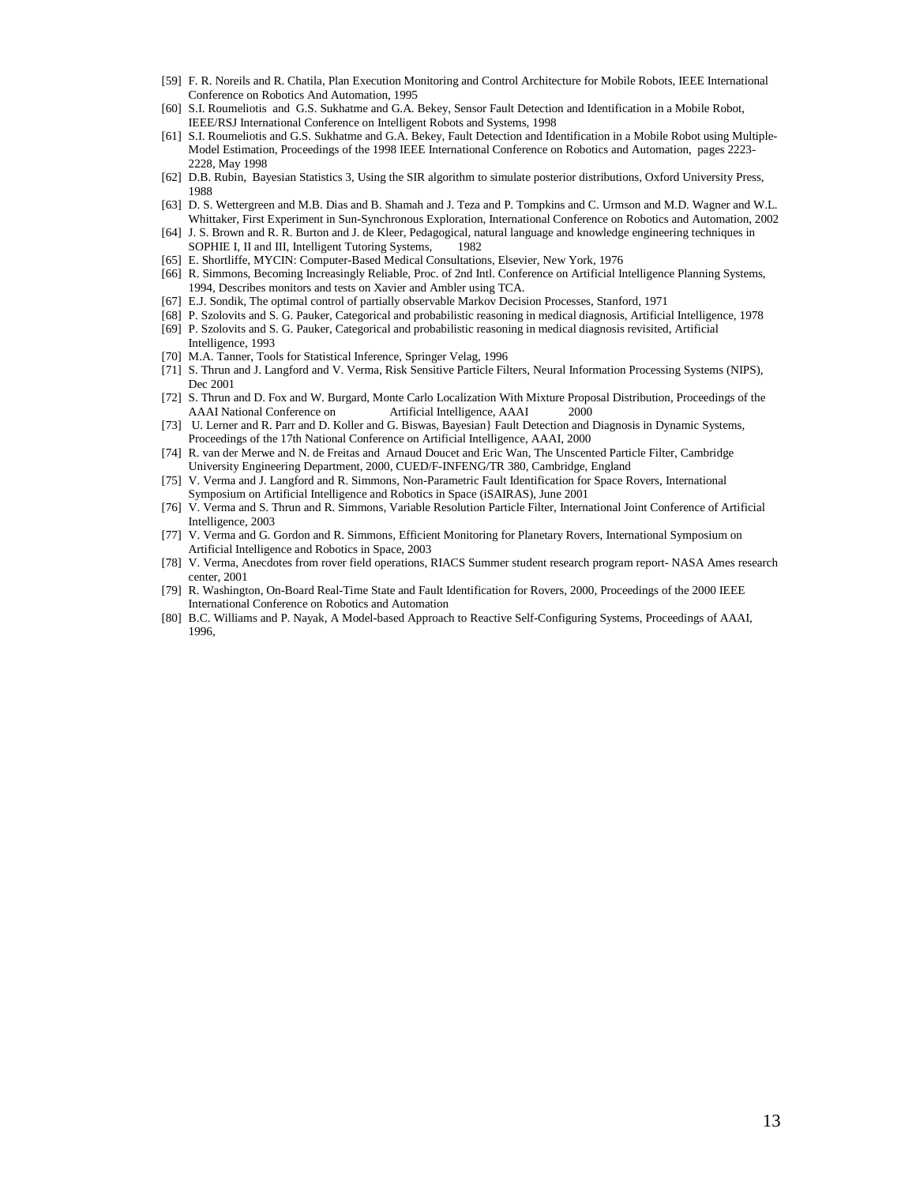[59] F. R. Noreils and R. Chatila, Plan Execution Monitoring and Control Architecture for Mobile Robots, IEEE International Conference on Robotics And Automation, 1995

[60] S.I. Roumeliotis and G.S. Sukhatme and G.A. Bekey, Sensor Fault Detection and Identification in a Mobile Robot, IEEE/RSJ International Conference on Intelligent Robots and Systems, 1998

[61] S.I. Roumeliotis and G.S. Sukhatme and G.A. Bekey, Fault Detection and Identification in a Mobile Robot using Multiple-Model Estimation, Proceedings of the 1998 IEEE International Conference on Robotics and Automation, pages 2223-2228, May 1998

[62] D.B. Rubin, Bayesian Statistics 3, Using the SIR algorithm to simulate posterior distributions, Oxford University Press, 1988

[63] D. S. Wettergreen and M.B. Dias and B. Shamah and J. Teza and P. Tompkins and C. Urmson and M.D. Wagner and W.L. Whittaker, First Experiment in Sun-Synchronous Exploration, International Conference on Robotics and Automation, 2002

[64] J. S. Brown and R. R. Burton and J. de Kleer, Pedagogical, natural language and knowledge engineering techniques in SOPHIE I, II and III, Intelligent Tutoring Systems, 1982

[65] E. Shortliffe, MYCIN: Computer-Based Medical Consultations, Elsevier, New York, 1976

[66] R. Simmons, Becoming Increasingly Reliable, Proc. of 2nd Intl. Conference on Artificial Intelligence Planning Systems, 1994, Describes monitors and tests on Xavier and Ambler using TCA.

[67] E.J. Sondik, The optimal control of partially observable Markov Decision Processes, Stanford, 1971

[68] P. Szolovits and S. G. Pauker, Categorical and probabilistic reasoning in medical diagnosis, Artificial Intelligence, 1978

[69] P. Szolovits and S. G. Pauker, Categorical and probabilistic reasoning in medical diagnosis revisited, Artificial Intelligence, 1993

[70] M.A. Tanner, Tools for Statistical Inference, Springer Velag, 1996

[71] S. Thrun and J. Langford and V. Verma, Risk Sensitive Particle Filters, Neural Information Processing Systems (NIPS), Dec 2001

[72] S. Thrun and D. Fox and W. Burgard, Monte Carlo Localization With Mixture Proposal Distribution, Proceedings of the AAAI National Conference on Artificial Intelligence, AAAI 2000

[73] U. Lerner and R. Parr and D. Koller and G. Biswas, Bayesian} Fault Detection and Diagnosis in Dynamic Systems, Proceedings of the 17th National Conference on Artificial Intelligence, AAAI, 2000

[74] R. van der Merwe and N. de Freitas and Arnaud Doucet and Eric Wan, The Unscented Particle Filter, Cambridge University Engineering Department, 2000, CUED/F-INFENG/TR 380, Cambridge, England

[75] V. Verma and J. Langford and R. Simmons, Non-Parametric Fault Identification for Space Rovers, International Symposium on Artificial Intelligence and Robotics in Space (iSAIRAS), June 2001

[76] V. Verma and S. Thrun and R. Simmons, Variable Resolution Particle Filter, International Joint Conference of Artificial Intelligence, 2003

[77] V. Verma and G. Gordon and R. Simmons, Efficient Monitoring for Planetary Rovers, International Symposium on Artificial Intelligence and Robotics in Space, 2003

[78] V. Verma, Anecdotes from rover field operations, RIACS Summer student research program report- NASA Ames research center, 2001

[79] R. Washington, On-Board Real-Time State and Fault Identification for Rovers, 2000, Proceedings of the 2000 IEEE International Conference on Robotics and Automation

[80] B.C. Williams and P. Nayak, A Model-based Approach to Reactive Self-Configuring Systems, Proceedings of AAAI, 1996,